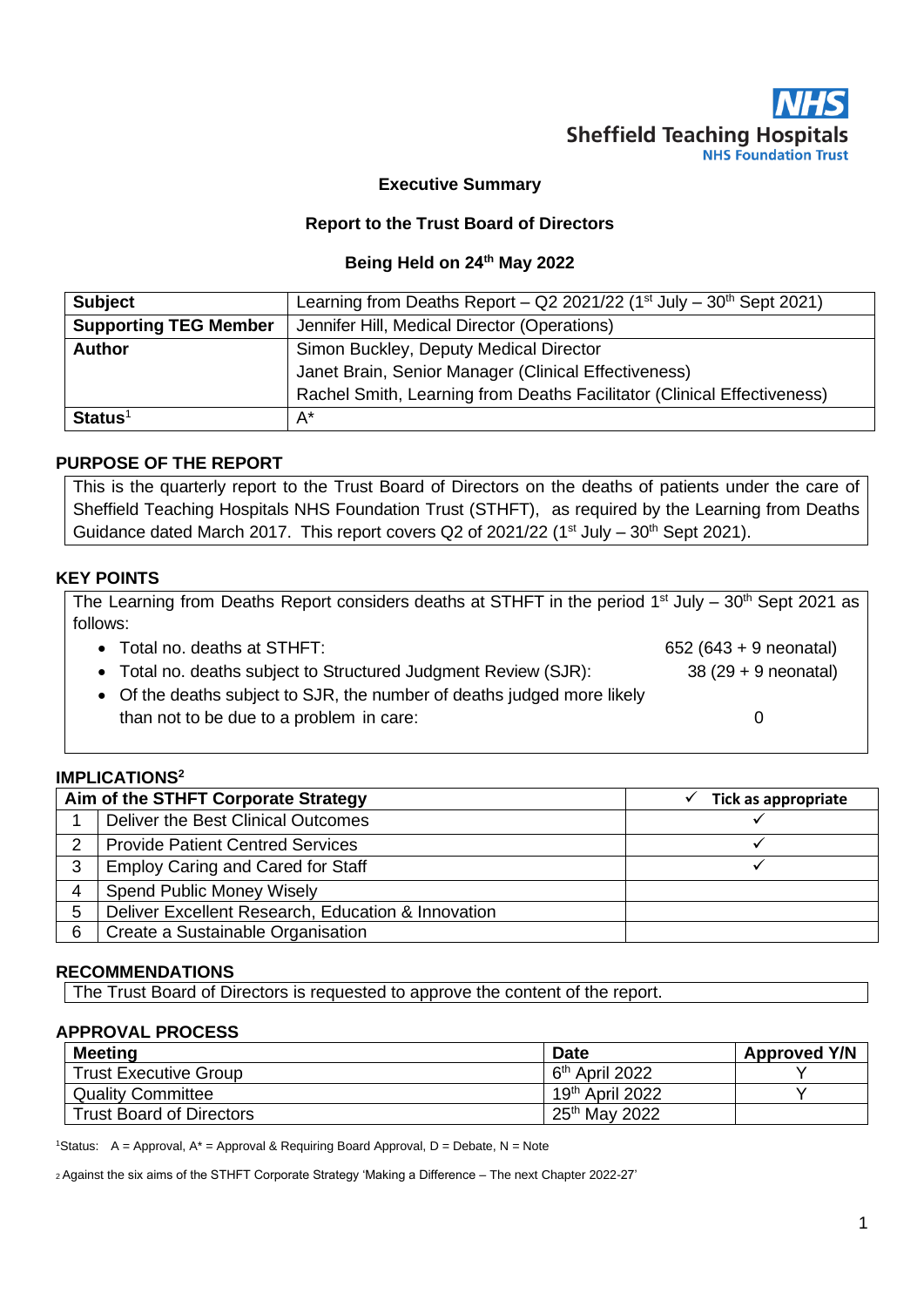NHS
Sheffield Teaching Hospitals
NHS Foundation Trust

**Executive Summary**

**Report to the Trust Board of Directors**

**Being Held on 24th May 2022**

| **Subject** | Learning from Deaths Report – Q2 2021/22 (1st July – 30th Sept 2021) |
|---|---|
| **Supporting TEG Member** | Jennifer Hill, Medical Director (Operations) |
| **Author** | Simon Buckley, Deputy Medical Director<br>Janet Brain, Senior Manager (Clinical Effectiveness)<br>Rachel Smith, Learning from Deaths Facilitator (Clinical Effectiveness) |
| **Status**[1] | A* |

## PURPOSE OF THE REPORT

This is the quarterly report to the Trust Board of Directors on the deaths of patients under the care of Sheffield Teaching Hospitals NHS Foundation Trust (STHFT), as required by the Learning from Deaths Guidance dated March 2017. This report covers Q2 of 2021/22 (1st July – 30th Sept 2021).

## KEY POINTS

The Learning from Deaths Report considers deaths at STHFT in the period 1st July – 30th Sept 2021 as follows:

- Total no. deaths at STHFT: 652 (643 + 9 neonatal)
- Total no. deaths subject to Structured Judgment Review (SJR): 38 (29 + 9 neonatal)
- Of the deaths subject to SJR, the number of deaths judged more likely than not to be due to a problem in care: 0

## IMPLICATIONS[2]

| | Aim of the STHFT Corporate Strategy | ✓ Tick as appropriate |
|---|---|---|
| 1 | Deliver the Best Clinical Outcomes | ✓ |
| 2 | Provide Patient Centred Services | ✓ |
| 3 | Employ Caring and Cared for Staff | ✓ |
| 4 | Spend Public Money Wisely | |
| 5 | Deliver Excellent Research, Education & Innovation | |
| 6 | Create a Sustainable Organisation | |

## RECOMMENDATIONS

The Trust Board of Directors is requested to approve the content of the report.

## APPROVAL PROCESS

| Meeting | Date | Approved Y/N |
|---|---|---|
| Trust Executive Group | 6th April 2022 | Y |
| Quality Committee | 19th April 2022 | Y |
| Trust Board of Directors | 25th May 2022 | |

[1]Status: A = Approval, A* = Approval & Requiring Board Approval, D = Debate, N = Note

[2] Against the six aims of the STHFT Corporate Strategy 'Making a Difference – The next Chapter 2022-27'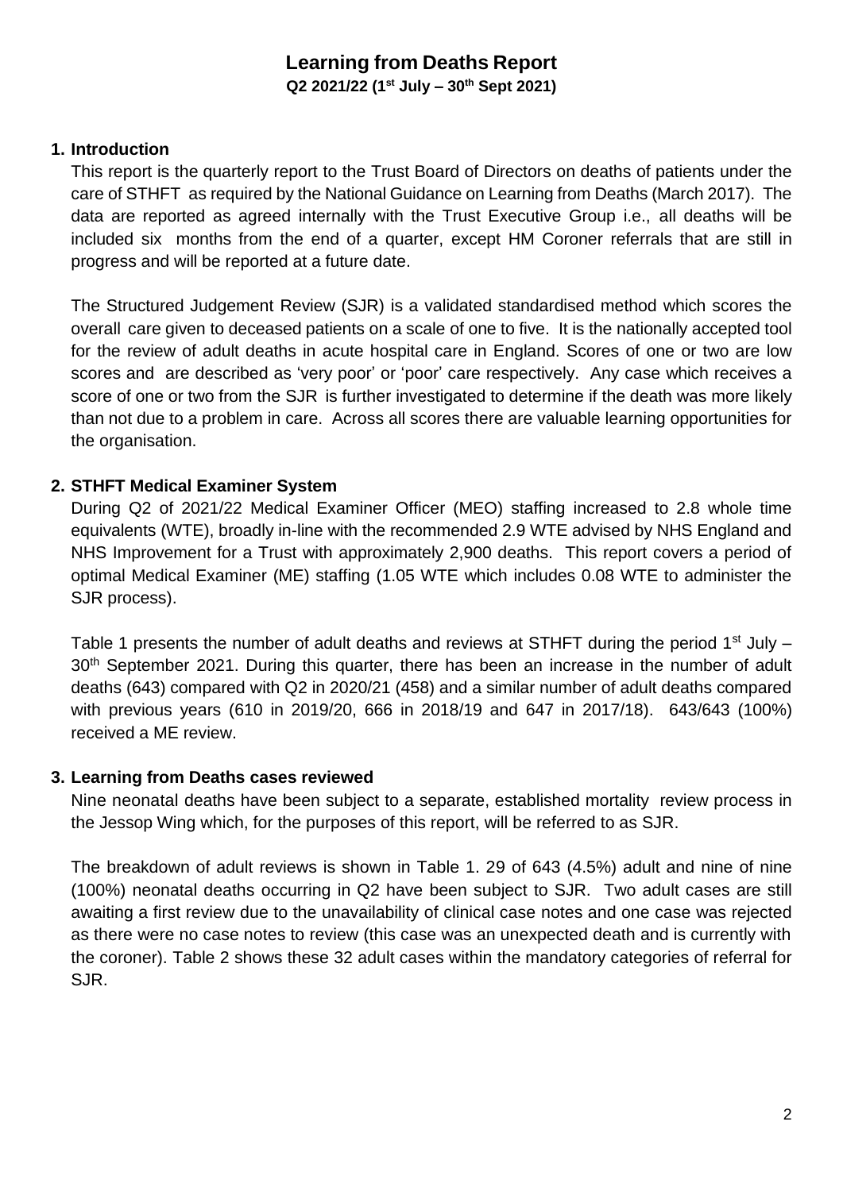# Learning from Deaths Report

**Q2 2021/22 (1st July – 30th Sept 2021)**

## 1. Introduction

This report is the quarterly report to the Trust Board of Directors on deaths of patients under the care of STHFT as required by the National Guidance on Learning from Deaths (March 2017). The data are reported as agreed internally with the Trust Executive Group i.e., all deaths will be included six months from the end of a quarter, except HM Coroner referrals that are still in progress and will be reported at a future date.

The Structured Judgement Review (SJR) is a validated standardised method which scores the overall care given to deceased patients on a scale of one to five. It is the nationally accepted tool for the review of adult deaths in acute hospital care in England. Scores of one or two are low scores and are described as 'very poor' or 'poor' care respectively. Any case which receives a score of one or two from the SJR is further investigated to determine if the death was more likely than not due to a problem in care. Across all scores there are valuable learning opportunities for the organisation.

## 2. STHFT Medical Examiner System

During Q2 of 2021/22 Medical Examiner Officer (MEO) staffing increased to 2.8 whole time equivalents (WTE), broadly in-line with the recommended 2.9 WTE advised by NHS England and NHS Improvement for a Trust with approximately 2,900 deaths. This report covers a period of optimal Medical Examiner (ME) staffing (1.05 WTE which includes 0.08 WTE to administer the SJR process).

Table 1 presents the number of adult deaths and reviews at STHFT during the period 1st July – 30th September 2021. During this quarter, there has been an increase in the number of adult deaths (643) compared with Q2 in 2020/21 (458) and a similar number of adult deaths compared with previous years (610 in 2019/20, 666 in 2018/19 and 647 in 2017/18). 643/643 (100%) received a ME review.

## 3. Learning from Deaths cases reviewed

Nine neonatal deaths have been subject to a separate, established mortality review process in the Jessop Wing which, for the purposes of this report, will be referred to as SJR.

The breakdown of adult reviews is shown in Table 1. 29 of 643 (4.5%) adult and nine of nine (100%) neonatal deaths occurring in Q2 have been subject to SJR. Two adult cases are still awaiting a first review due to the unavailability of clinical case notes and one case was rejected as there were no case notes to review (this case was an unexpected death and is currently with the coroner). Table 2 shows these 32 adult cases within the mandatory categories of referral for SJR.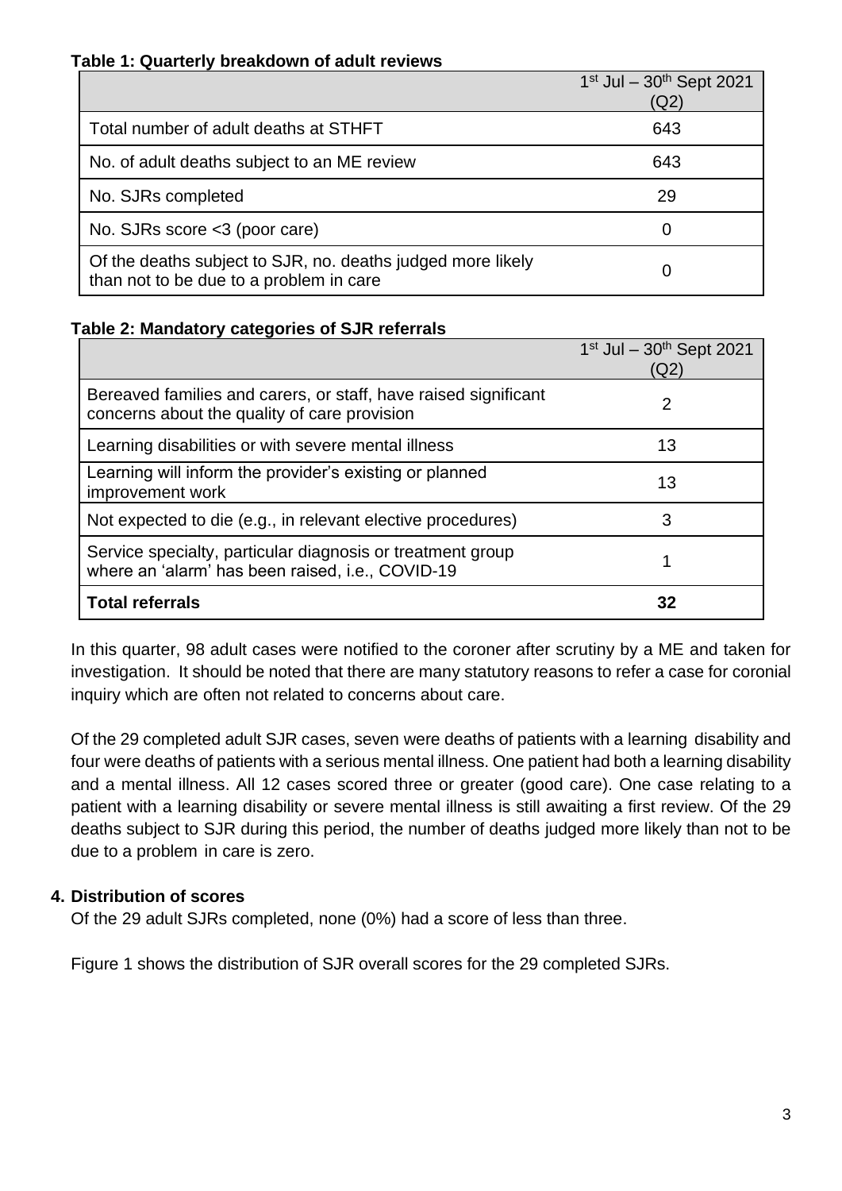**Table 1: Quarterly breakdown of adult reviews**

| | 1st Jul – 30th Sept 2021 (Q2) |
|---|---|
| Total number of adult deaths at STHFT | 643 |
| No. of adult deaths subject to an ME review | 643 |
| No. SJRs completed | 29 |
| No. SJRs score <3 (poor care) | 0 |
| Of the deaths subject to SJR, no. deaths judged more likely than not to be due to a problem in care | 0 |

**Table 2: Mandatory categories of SJR referrals**

| | 1st Jul – 30th Sept 2021 (Q2) |
|---|---|
| Bereaved families and carers, or staff, have raised significant concerns about the quality of care provision | 2 |
| Learning disabilities or with severe mental illness | 13 |
| Learning will inform the provider's existing or planned improvement work | 13 |
| Not expected to die (e.g., in relevant elective procedures) | 3 |
| Service specialty, particular diagnosis or treatment group where an 'alarm' has been raised, i.e., COVID-19 | 1 |
| **Total referrals** | **32** |

In this quarter, 98 adult cases were notified to the coroner after scrutiny by a ME and taken for investigation. It should be noted that there are many statutory reasons to refer a case for coronial inquiry which are often not related to concerns about care.

Of the 29 completed adult SJR cases, seven were deaths of patients with a learning disability and four were deaths of patients with a serious mental illness. One patient had both a learning disability and a mental illness. All 12 cases scored three or greater (good care). One case relating to a patient with a learning disability or severe mental illness is still awaiting a first review. Of the 29 deaths subject to SJR during this period, the number of deaths judged more likely than not to be due to a problem in care is zero.

## 4. Distribution of scores

Of the 29 adult SJRs completed, none (0%) had a score of less than three.

Figure 1 shows the distribution of SJR overall scores for the 29 completed SJRs.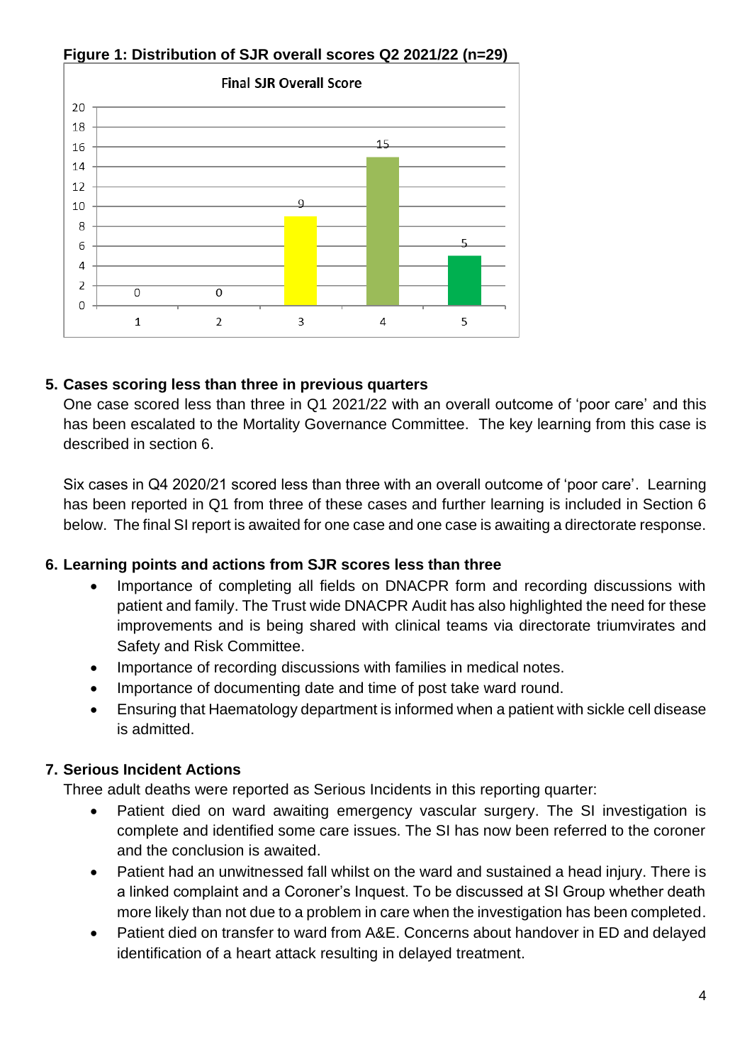**Figure 1: Distribution of SJR overall scores Q2 2021/22 (n=29)**

Final SJR Overall Score

| Score | Count |
|---|---|
| 1 | 0 |
| 2 | 0 |
| 3 | 9 |
| 4 | 15 |
| 5 | 5 |

## 5. Cases scoring less than three in previous quarters

One case scored less than three in Q1 2021/22 with an overall outcome of 'poor care' and this has been escalated to the Mortality Governance Committee. The key learning from this case is described in section 6.

Six cases in Q4 2020/21 scored less than three with an overall outcome of 'poor care'. Learning has been reported in Q1 from three of these cases and further learning is included in Section 6 below. The final SI report is awaited for one case and one case is awaiting a directorate response.

## 6. Learning points and actions from SJR scores less than three

- Importance of completing all fields on DNACPR form and recording discussions with patient and family. The Trust wide DNACPR Audit has also highlighted the need for these improvements and is being shared with clinical teams via directorate triumvirates and Safety and Risk Committee.
- Importance of recording discussions with families in medical notes.
- Importance of documenting date and time of post take ward round.
- Ensuring that Haematology department is informed when a patient with sickle cell disease is admitted.

## 7. Serious Incident Actions

Three adult deaths were reported as Serious Incidents in this reporting quarter:

- Patient died on ward awaiting emergency vascular surgery. The SI investigation is complete and identified some care issues. The SI has now been referred to the coroner and the conclusion is awaited.
- Patient had an unwitnessed fall whilst on the ward and sustained a head injury. There is a linked complaint and a Coroner's Inquest. To be discussed at SI Group whether death more likely than not due to a problem in care when the investigation has been completed.
- Patient died on transfer to ward from A&E. Concerns about handover in ED and delayed identification of a heart attack resulting in delayed treatment.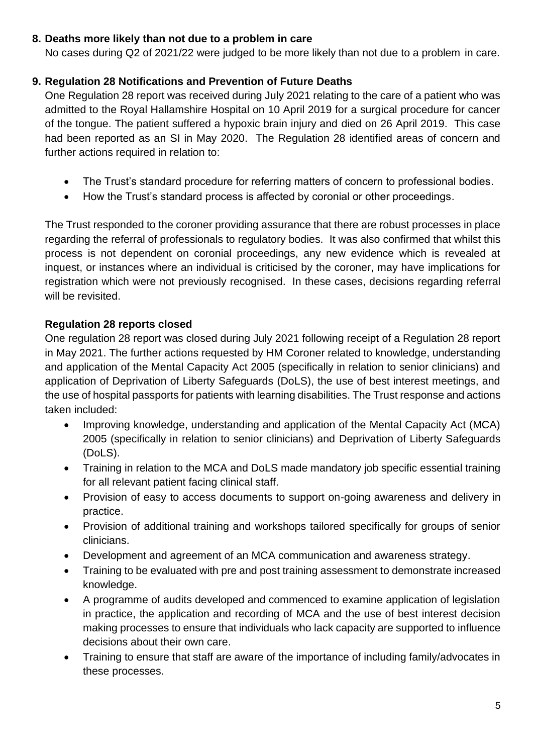**8. Deaths more likely than not due to a problem in care**

No cases during Q2 of 2021/22 were judged to be more likely than not due to a problem in care.

**9. Regulation 28 Notifications and Prevention of Future Deaths**

One Regulation 28 report was received during July 2021 relating to the care of a patient who was admitted to the Royal Hallamshire Hospital on 10 April 2019 for a surgical procedure for cancer of the tongue. The patient suffered a hypoxic brain injury and died on 26 April 2019. This case had been reported as an SI in May 2020. The Regulation 28 identified areas of concern and further actions required in relation to:

- The Trust's standard procedure for referring matters of concern to professional bodies.
- How the Trust's standard process is affected by coronial or other proceedings.

The Trust responded to the coroner providing assurance that there are robust processes in place regarding the referral of professionals to regulatory bodies. It was also confirmed that whilst this process is not dependent on coronial proceedings, any new evidence which is revealed at inquest, or instances where an individual is criticised by the coroner, may have implications for registration which were not previously recognised. In these cases, decisions regarding referral will be revisited.

**Regulation 28 reports closed**

One regulation 28 report was closed during July 2021 following receipt of a Regulation 28 report in May 2021. The further actions requested by HM Coroner related to knowledge, understanding and application of the Mental Capacity Act 2005 (specifically in relation to senior clinicians) and application of Deprivation of Liberty Safeguards (DoLS), the use of best interest meetings, and the use of hospital passports for patients with learning disabilities. The Trust response and actions taken included:

- Improving knowledge, understanding and application of the Mental Capacity Act (MCA) 2005 (specifically in relation to senior clinicians) and Deprivation of Liberty Safeguards (DoLS).
- Training in relation to the MCA and DoLS made mandatory job specific essential training for all relevant patient facing clinical staff.
- Provision of easy to access documents to support on-going awareness and delivery in practice.
- Provision of additional training and workshops tailored specifically for groups of senior clinicians.
- Development and agreement of an MCA communication and awareness strategy.
- Training to be evaluated with pre and post training assessment to demonstrate increased knowledge.
- A programme of audits developed and commenced to examine application of legislation in practice, the application and recording of MCA and the use of best interest decision making processes to ensure that individuals who lack capacity are supported to influence decisions about their own care.
- Training to ensure that staff are aware of the importance of including family/advocates in these processes.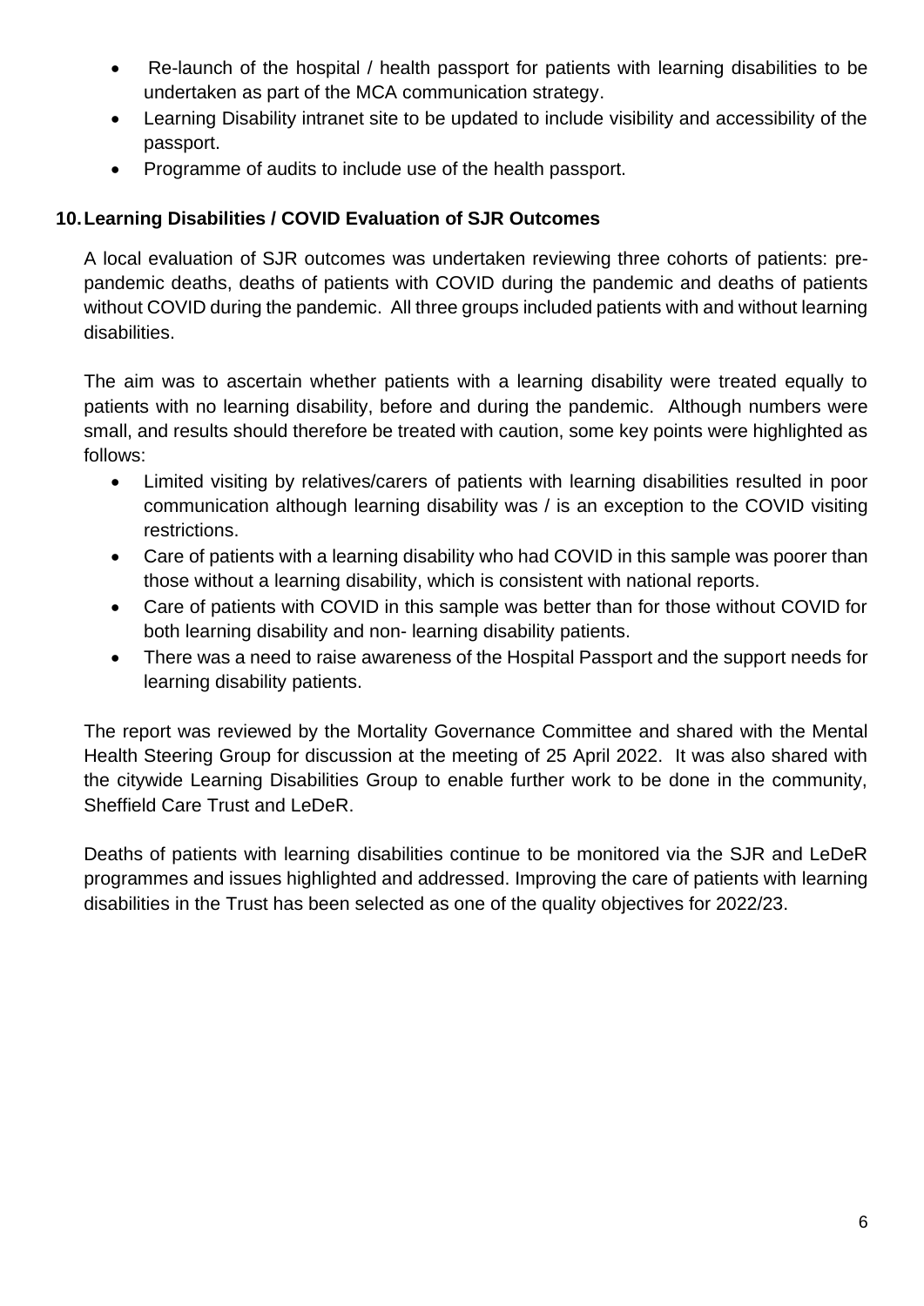- Re-launch of the hospital / health passport for patients with learning disabilities to be undertaken as part of the MCA communication strategy.
- Learning Disability intranet site to be updated to include visibility and accessibility of the passport.
- Programme of audits to include use of the health passport.

## 10. Learning Disabilities / COVID Evaluation of SJR Outcomes

A local evaluation of SJR outcomes was undertaken reviewing three cohorts of patients: pre-pandemic deaths, deaths of patients with COVID during the pandemic and deaths of patients without COVID during the pandemic. All three groups included patients with and without learning disabilities.

The aim was to ascertain whether patients with a learning disability were treated equally to patients with no learning disability, before and during the pandemic. Although numbers were small, and results should therefore be treated with caution, some key points were highlighted as follows:

- Limited visiting by relatives/carers of patients with learning disabilities resulted in poor communication although learning disability was / is an exception to the COVID visiting restrictions.
- Care of patients with a learning disability who had COVID in this sample was poorer than those without a learning disability, which is consistent with national reports.
- Care of patients with COVID in this sample was better than for those without COVID for both learning disability and non- learning disability patients.
- There was a need to raise awareness of the Hospital Passport and the support needs for learning disability patients.

The report was reviewed by the Mortality Governance Committee and shared with the Mental Health Steering Group for discussion at the meeting of 25 April 2022. It was also shared with the citywide Learning Disabilities Group to enable further work to be done in the community, Sheffield Care Trust and LeDeR.

Deaths of patients with learning disabilities continue to be monitored via the SJR and LeDeR programmes and issues highlighted and addressed. Improving the care of patients with learning disabilities in the Trust has been selected as one of the quality objectives for 2022/23.